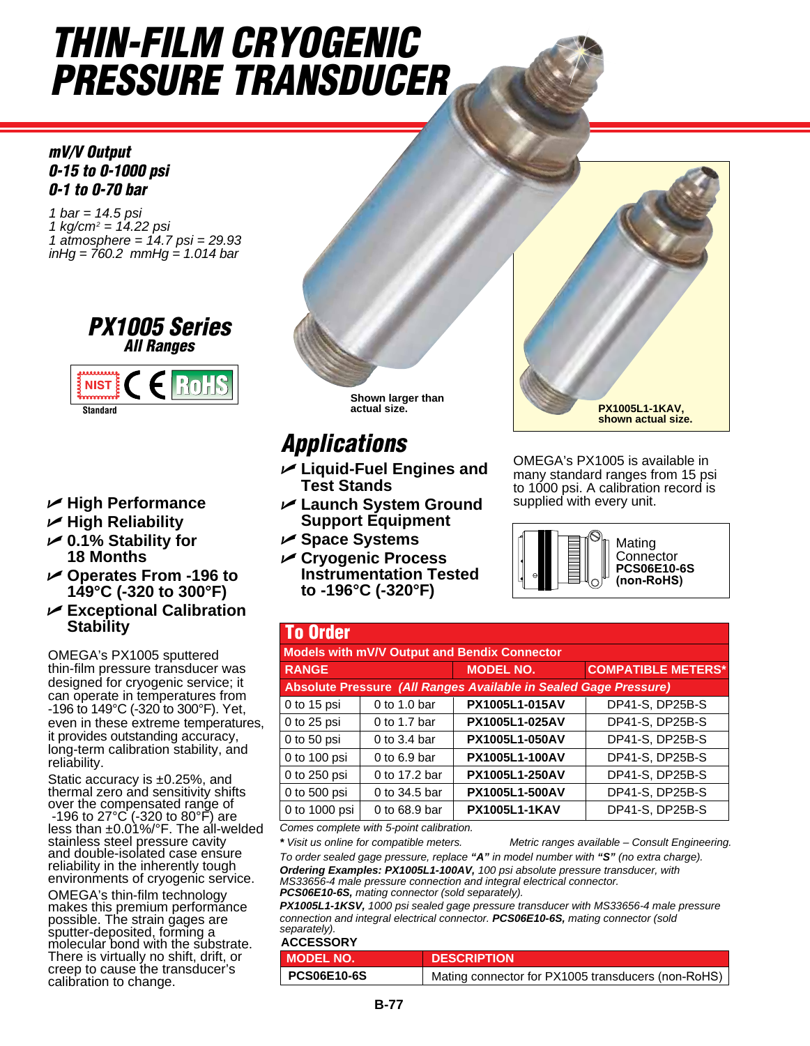# THIN-FILM CRYOGENIC PRESSURE TRANSDUCER

***mV/V Output***
***0-15 to 0-1000 psi***
***0-1 to 0-70 bar***

*1 bar = 14.5 psi*
*1 kg/cm² = 14.22 psi*
*1 atmosphere = 14.7 psi = 29.93 inHg = 760.2 mmHg = 1.014 bar*

## PX1005 Series
***All Ranges***

NIST Standard CE RoHS

Shown larger than actual size.

PX1005L1-1KAV, shown actual size.

- **High Performance**
- **High Reliability**
- **0.1% Stability for 18 Months**
- **Operates From -196 to 149°C (-320 to 300°F)**
- **Exceptional Calibration Stability**

OMEGA's PX1005 sputtered thin-film pressure transducer was designed for cryogenic service; it can operate in temperatures from -196 to 149°C (-320 to 300°F). Yet, even in these extreme temperatures, it provides outstanding accuracy, long-term calibration stability, and reliability.

Static accuracy is ±0.25%, and thermal zero and sensitivity shifts over the compensated range of -196 to 27°C (-320 to 80°F) are less than ±0.01%/°F. The all-welded stainless steel pressure cavity and double-isolated case ensure reliability in the inherently tough environments of cryogenic service.

OMEGA's thin-film technology makes this premium performance possible. The strain gages are sputter-deposited, forming a molecular bond with the substrate. There is virtually no shift, drift, or creep to cause the transducer's calibration to change.

## Applications

- **Liquid-Fuel Engines and Test Stands**
- **Launch System Ground Support Equipment**
- **Space Systems**
- **Cryogenic Process Instrumentation Tested to -196°C (-320°F)**

OMEGA's PX1005 is available in many standard ranges from 15 psi to 1000 psi. A calibration record is supplied with every unit.

Mating Connector **PCS06E10-6S (non-RoHS)**

## To Order

**Models with mV/V Output and Bendix Connector**

| RANGE | | MODEL NO. | COMPATIBLE METERS* |
|---|---|---|---|
| **Absolute Pressure** *(All Ranges Available in Sealed Gage Pressure)* | | | |
| 0 to 15 psi | 0 to 1.0 bar | **PX1005L1-015AV** | DP41-S, DP25B-S |
| 0 to 25 psi | 0 to 1.7 bar | **PX1005L1-025AV** | DP41-S, DP25B-S |
| 0 to 50 psi | 0 to 3.4 bar | **PX1005L1-050AV** | DP41-S, DP25B-S |
| 0 to 100 psi | 0 to 6.9 bar | **PX1005L1-100AV** | DP41-S, DP25B-S |
| 0 to 250 psi | 0 to 17.2 bar | **PX1005L1-250AV** | DP41-S, DP25B-S |
| 0 to 500 psi | 0 to 34.5 bar | **PX1005L1-500AV** | DP41-S, DP25B-S |
| 0 to 1000 psi | 0 to 68.9 bar | **PX1005L1-1KAV** | DP41-S, DP25B-S |

*Comes complete with 5-point calibration.*

*\* Visit us online for compatible meters.* *Metric ranges available – Consult Engineering.*

*To order sealed gage pressure, replace **"A"** in model number with **"S"** (no extra charge).*

***Ordering Examples: PX1005L1-100AV,** 100 psi absolute pressure transducer, with MS33656-4 male pressure connection and integral electrical connector. **PCS06E10-6S,** mating connector (sold separately).*

***PX1005L1-1KSV,** 1000 psi sealed gage pressure transducer with MS33656-4 male pressure connection and integral electrical connector. **PCS06E10-6S,** mating connector (sold separately).*

**ACCESSORY**

| MODEL NO. | DESCRIPTION |
|---|---|
| **PCS06E10-6S** | Mating connector for PX1005 transducers (non-RoHS) |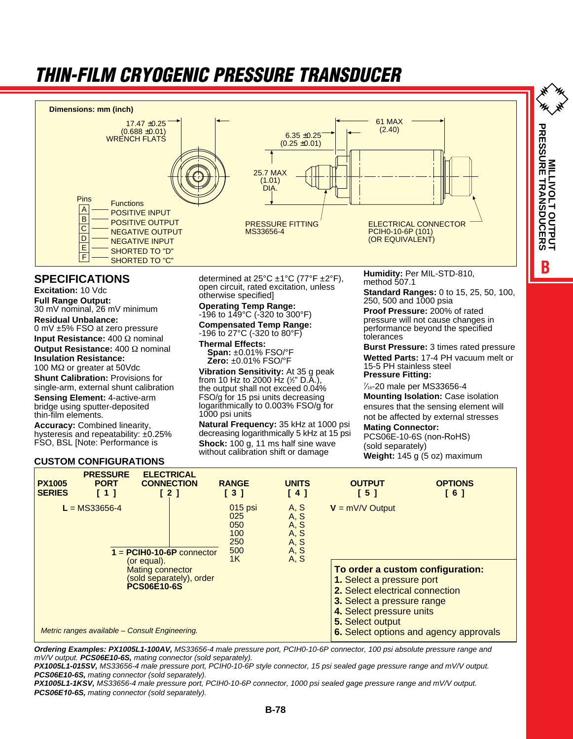# THIN-FILM CRYOGENIC PRESSURE TRANSDUCER

**Dimensions: mm (inch)**

17.47 ±0.25
(0.688 ±0.01)
WRENCH FLATS

6.35 ±0.25
(0.25 ±0.01)

61 MAX
(2.40)

25.7 MAX
(1.01)
DIA.

PRESSURE FITTING
MS33656-4

ELECTRICAL CONNECTOR
PCIH0-10-6P (101)
(OR EQUIVALENT)

| Pins | Functions |
|---|---|
| A | POSITIVE INPUT |
| B | POSITIVE OUTPUT |
| C | NEGATIVE OUTPUT |
| D | NEGATIVE INPUT |
| E | SHORTED TO "D" |
| F | SHORTED TO "C" |

## SPECIFICATIONS

**Excitation:** 10 Vdc

**Full Range Output:**
30 mV nominal, 26 mV minimum

**Residual Unbalance:**
0 mV ±5% FSO at zero pressure

**Input Resistance:** 400 Ω nominal

**Output Resistance:** 400 Ω nominal

**Insulation Resistance:**
100 MΩ or greater at 50Vdc

**Shunt Calibration:** Provisions for single-arm, external shunt calibration

**Sensing Element:** 4-active-arm bridge using sputter-deposited thin-film elements.

**Accuracy:** Combined linearity, hysteresis and repeatability: ±0.25% FSO, BSL [Note: Performance is determined at 25°C ±1°C (77°F ±2°F), open circuit, rated excitation, unless otherwise specified]

**Operating Temp Range:**
-196 to 149°C (-320 to 300°F)

**Compensated Temp Range:**
-196 to 27°C (-320 to 80°F)

**Thermal Effects:**
**Span:** ±0.01% FSO/°F
**Zero:** ±0.01% FSO/°F

**Vibration Sensitivity:** At 35 g peak from 10 Hz to 2000 Hz (½" D.A.), the output shall not exceed 0.04% FSO/g for 15 psi units decreasing logarithmically to 0.003% FSO/g for 1000 psi units

**Natural Frequency:** 35 kHz at 1000 psi decreasing logarithmically 5 kHz at 15 psi

**Shock:** 100 g, 11 ms half sine wave without calibration shift or damage

**Humidity:** Per MIL-STD-810, method 507.1

**Standard Ranges:** 0 to 15, 25, 50, 100, 250, 500 and 1000 psia

**Proof Pressure:** 200% of rated pressure will not cause changes in performance beyond the specified tolerances

**Burst Pressure:** 3 times rated pressure

**Wetted Parts:** 17-4 PH vacuum melt or 15-5 PH stainless steel

**Pressure Fitting:**
7⁄16-20 male per MS33656-4

**Mounting Isolation:** Case isolation ensures that the sensing element will not be affected by external stresses

**Mating Connector:**
PCS06E-10-6S (non-RoHS)
(sold separately)

**Weight:** 145 g (5 oz) maximum

## CUSTOM CONFIGURATIONS

| PX1005 SERIES | PRESSURE PORT [ 1 ] | ELECTRICAL CONNECTION [ 2 ] | RANGE [ 3 ] | UNITS [ 4 ] | OUTPUT [ 5 ] | OPTIONS [ 6 ] |
|---|---|---|---|---|---|---|
| | **L** = MS33656-4 | **1** = **PCIH0-10-6P** connector (or equal). Mating connector (sold separately), order **PCS06E10-6S** | 015 psi | A, S | **V** = mV/V Output | |
| | | | 025 | A, S | | |
| | | | 050 | A, S | | |
| | | | 100 | A, S | | |
| | | | 250 | A, S | | |
| | | | 500 | A, S | | |
| | | | 1K | A, S | | |

*Metric ranges available – Consult Engineering.*

**To order a custom configuration:**
1. Select a pressure port
2. Select electrical connection
3. Select a pressure range
4. Select pressure units
5. Select output
6. Select options and agency approvals

***Ordering Examples: PX1005L1-100AV,*** *MS33656-4 male pressure port, PCIH0-10-6P connector, 100 psi absolute pressure range and mV/V output.* ***PCS06E10-6S,*** *mating connector (sold separately).*

***PX1005L1-015SV,*** *MS33656-4 male pressure port, PCIH0-10-6P style connector, 15 psi sealed gage pressure range and mV/V output.* ***PCS06E10-6S,*** *mating connector (sold separately).*

***PX1005L1-1KSV,*** *MS33656-4 male pressure port, PCIH0-10-6P connector, 1000 psi sealed gage pressure range and mV/V output.* ***PCS06E10-6S,*** *mating connector (sold separately).*